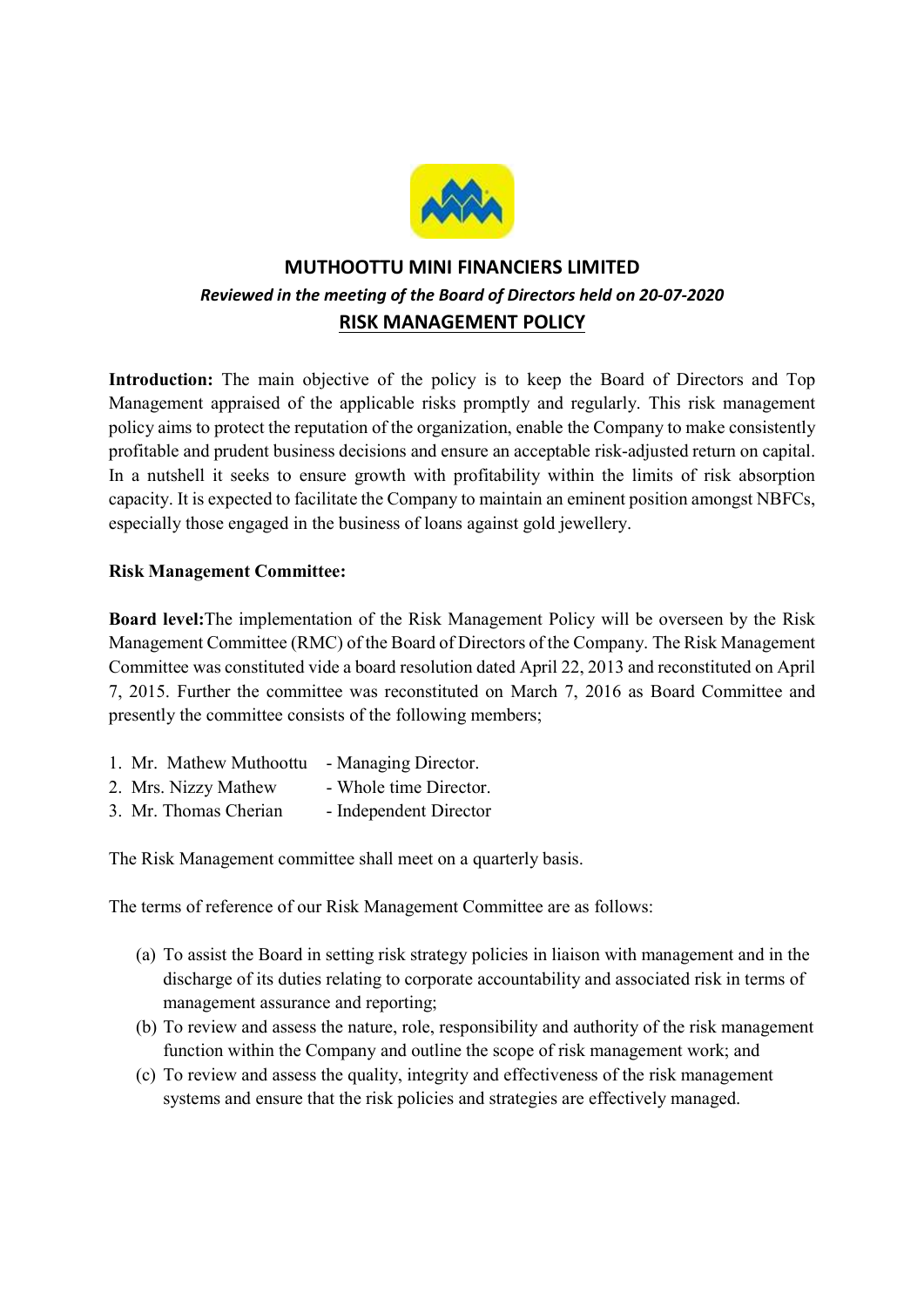# MUTHOOTTU MINI FINANCIERS LIMITED

***Reviewed in the meeting of the Board of Directors held on 20-07-2020***

## RISK MANAGEMENT POLICY

**Introduction:** The main objective of the policy is to keep the Board of Directors and Top Management appraised of the applicable risks promptly and regularly. This risk management policy aims to protect the reputation of the organization, enable the Company to make consistently profitable and prudent business decisions and ensure an acceptable risk-adjusted return on capital. In a nutshell it seeks to ensure growth with profitability within the limits of risk absorption capacity. It is expected to facilitate the Company to maintain an eminent position amongst NBFCs, especially those engaged in the business of loans against gold jewellery.

**Risk Management Committee:**

**Board level:**The implementation of the Risk Management Policy will be overseen by the Risk Management Committee (RMC) of the Board of Directors of the Company. The Risk Management Committee was constituted vide a board resolution dated April 22, 2013 and reconstituted on April 7, 2015. Further the committee was reconstituted on March 7, 2016 as Board Committee and presently the committee consists of the following members;

1. Mr. Mathew Muthoottu - Managing Director.
2. Mrs. Nizzy Mathew - Whole time Director.
3. Mr. Thomas Cherian - Independent Director

The Risk Management committee shall meet on a quarterly basis.

The terms of reference of our Risk Management Committee are as follows:

(a) To assist the Board in setting risk strategy policies in liaison with management and in the discharge of its duties relating to corporate accountability and associated risk in terms of management assurance and reporting;

(b) To review and assess the nature, role, responsibility and authority of the risk management function within the Company and outline the scope of risk management work; and

(c) To review and assess the quality, integrity and effectiveness of the risk management systems and ensure that the risk policies and strategies are effectively managed.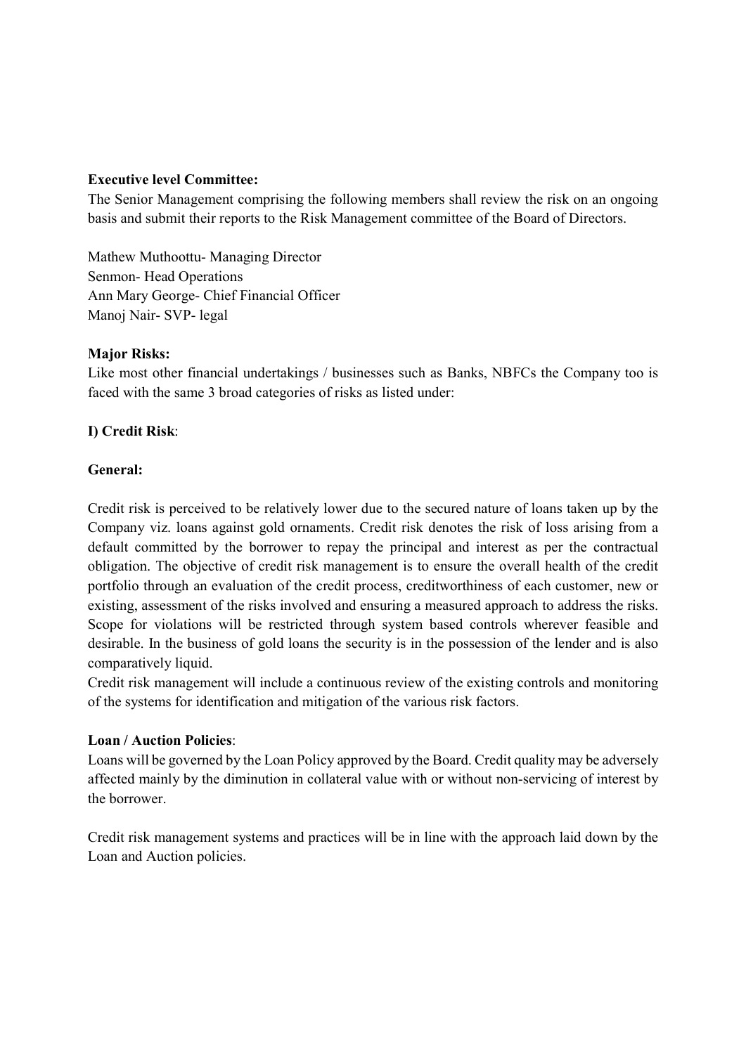**Executive level Committee:**
The Senior Management comprising the following members shall review the risk on an ongoing basis and submit their reports to the Risk Management committee of the Board of Directors.

Mathew Muthoottu- Managing Director
Senmon- Head Operations
Ann Mary George- Chief Financial Officer
Manoj Nair- SVP- legal

**Major Risks:**
Like most other financial undertakings / businesses such as Banks, NBFCs the Company too is faced with the same 3 broad categories of risks as listed under:

**I) Credit Risk**:

**General:**

Credit risk is perceived to be relatively lower due to the secured nature of loans taken up by the Company viz. loans against gold ornaments. Credit risk denotes the risk of loss arising from a default committed by the borrower to repay the principal and interest as per the contractual obligation. The objective of credit risk management is to ensure the overall health of the credit portfolio through an evaluation of the credit process, creditworthiness of each customer, new or existing, assessment of the risks involved and ensuring a measured approach to address the risks. Scope for violations will be restricted through system based controls wherever feasible and desirable. In the business of gold loans the security is in the possession of the lender and is also comparatively liquid.
Credit risk management will include a continuous review of the existing controls and monitoring of the systems for identification and mitigation of the various risk factors.

**Loan / Auction Policies**:
Loans will be governed by the Loan Policy approved by the Board. Credit quality may be adversely affected mainly by the diminution in collateral value with or without non-servicing of interest by the borrower.

Credit risk management systems and practices will be in line with the approach laid down by the Loan and Auction policies.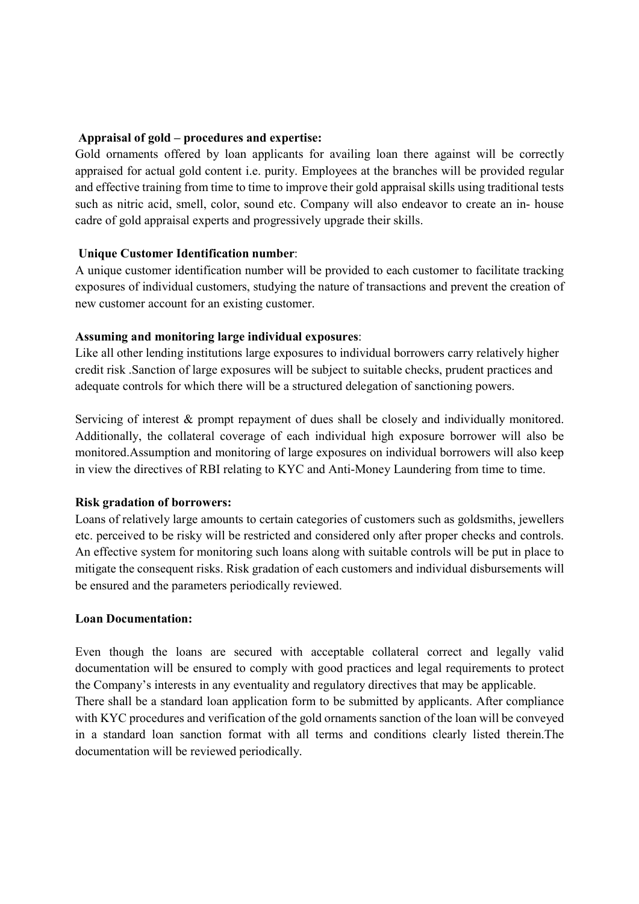**Appraisal of gold – procedures and expertise:**

Gold ornaments offered by loan applicants for availing loan there against will be correctly appraised for actual gold content i.e. purity. Employees at the branches will be provided regular and effective training from time to time to improve their gold appraisal skills using traditional tests such as nitric acid, smell, color, sound etc. Company will also endeavor to create an in- house cadre of gold appraisal experts and progressively upgrade their skills.

**Unique Customer Identification number**:

A unique customer identification number will be provided to each customer to facilitate tracking exposures of individual customers, studying the nature of transactions and prevent the creation of new customer account for an existing customer.

**Assuming and monitoring large individual exposures**:

Like all other lending institutions large exposures to individual borrowers carry relatively higher credit risk .Sanction of large exposures will be subject to suitable checks, prudent practices and adequate controls for which there will be a structured delegation of sanctioning powers.

Servicing of interest & prompt repayment of dues shall be closely and individually monitored. Additionally, the collateral coverage of each individual high exposure borrower will also be monitored.Assumption and monitoring of large exposures on individual borrowers will also keep in view the directives of RBI relating to KYC and Anti-Money Laundering from time to time.

**Risk gradation of borrowers:**

Loans of relatively large amounts to certain categories of customers such as goldsmiths, jewellers etc. perceived to be risky will be restricted and considered only after proper checks and controls. An effective system for monitoring such loans along with suitable controls will be put in place to mitigate the consequent risks. Risk gradation of each customers and individual disbursements will be ensured and the parameters periodically reviewed.

**Loan Documentation:**

Even though the loans are secured with acceptable collateral correct and legally valid documentation will be ensured to comply with good practices and legal requirements to protect the Company's interests in any eventuality and regulatory directives that may be applicable.
There shall be a standard loan application form to be submitted by applicants. After compliance with KYC procedures and verification of the gold ornaments sanction of the loan will be conveyed in a standard loan sanction format with all terms and conditions clearly listed therein.The documentation will be reviewed periodically.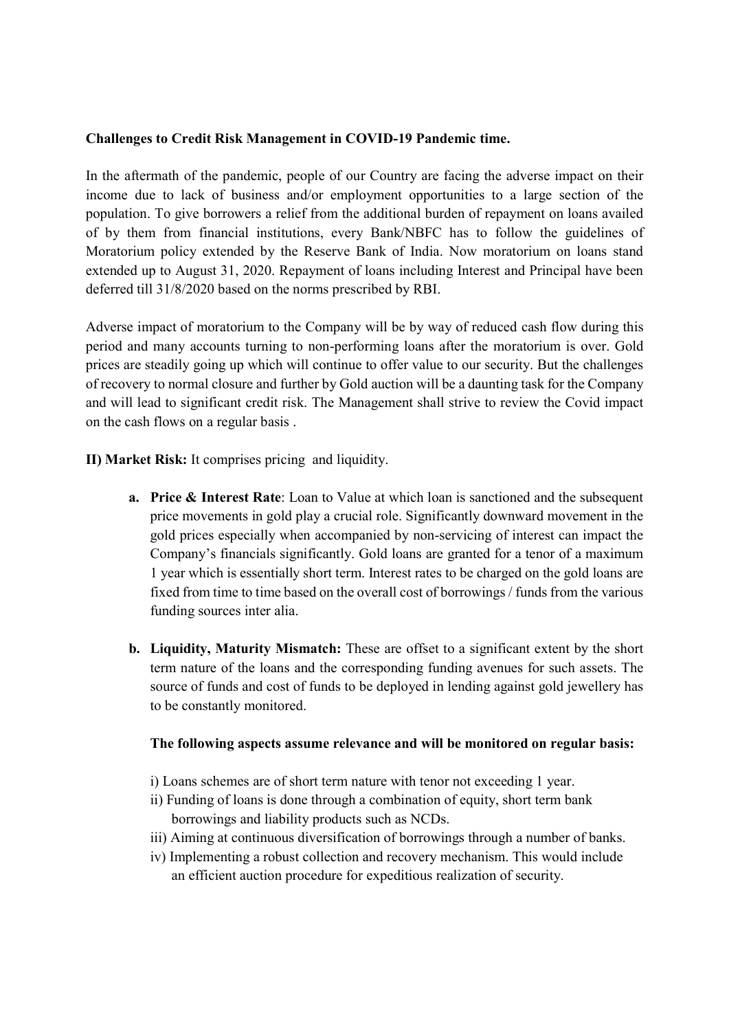**Challenges to Credit Risk Management in COVID-19 Pandemic time.**

In the aftermath of the pandemic, people of our Country are facing the adverse impact on their income due to lack of business and/or employment opportunities to a large section of the population. To give borrowers a relief from the additional burden of repayment on loans availed of by them from financial institutions, every Bank/NBFC has to follow the guidelines of Moratorium policy extended by the Reserve Bank of India. Now moratorium on loans stand extended up to August 31, 2020. Repayment of loans including Interest and Principal have been deferred till 31/8/2020 based on the norms prescribed by RBI.

Adverse impact of moratorium to the Company will be by way of reduced cash flow during this period and many accounts turning to non-performing loans after the moratorium is over. Gold prices are steadily going up which will continue to offer value to our security. But the challenges of recovery to normal closure and further by Gold auction will be a daunting task for the Company and will lead to significant credit risk. The Management shall strive to review the Covid impact on the cash flows on a regular basis .

**II) Market Risk:** It comprises pricing and liquidity.

- **a. Price & Interest Rate**: Loan to Value at which loan is sanctioned and the subsequent price movements in gold play a crucial role. Significantly downward movement in the gold prices especially when accompanied by non-servicing of interest can impact the Company's financials significantly. Gold loans are granted for a tenor of a maximum 1 year which is essentially short term. Interest rates to be charged on the gold loans are fixed from time to time based on the overall cost of borrowings / funds from the various funding sources inter alia.

- **b. Liquidity, Maturity Mismatch:** These are offset to a significant extent by the short term nature of the loans and the corresponding funding avenues for such assets. The source of funds and cost of funds to be deployed in lending against gold jewellery has to be constantly monitored.

  **The following aspects assume relevance and will be monitored on regular basis:**

  i) Loans schemes are of short term nature with tenor not exceeding 1 year.
  ii) Funding of loans is done through a combination of equity, short term bank borrowings and liability products such as NCDs.
  iii) Aiming at continuous diversification of borrowings through a number of banks.
  iv) Implementing a robust collection and recovery mechanism. This would include an efficient auction procedure for expeditious realization of security.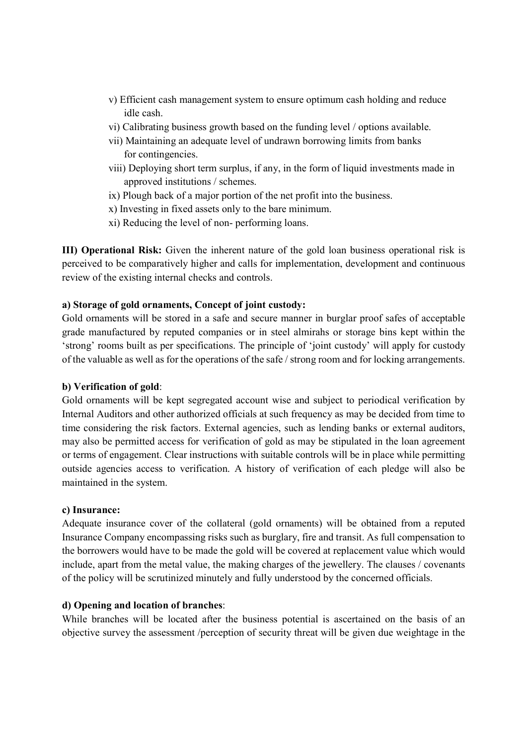v) Efficient cash management system to ensure optimum cash holding and reduce idle cash.

vi) Calibrating business growth based on the funding level / options available.

vii) Maintaining an adequate level of undrawn borrowing limits from banks for contingencies.

viii) Deploying short term surplus, if any, in the form of liquid investments made in approved institutions / schemes.

ix) Plough back of a major portion of the net profit into the business.

x) Investing in fixed assets only to the bare minimum.

xi) Reducing the level of non- performing loans.

**III) Operational Risk:** Given the inherent nature of the gold loan business operational risk is perceived to be comparatively higher and calls for implementation, development and continuous review of the existing internal checks and controls.

**a) Storage of gold ornaments, Concept of joint custody:**

Gold ornaments will be stored in a safe and secure manner in burglar proof safes of acceptable grade manufactured by reputed companies or in steel almirahs or storage bins kept within the 'strong' rooms built as per specifications. The principle of 'joint custody' will apply for custody of the valuable as well as for the operations of the safe / strong room and for locking arrangements.

**b) Verification of gold**:

Gold ornaments will be kept segregated account wise and subject to periodical verification by Internal Auditors and other authorized officials at such frequency as may be decided from time to time considering the risk factors. External agencies, such as lending banks or external auditors, may also be permitted access for verification of gold as may be stipulated in the loan agreement or terms of engagement. Clear instructions with suitable controls will be in place while permitting outside agencies access to verification. A history of verification of each pledge will also be maintained in the system.

**c) Insurance:**

Adequate insurance cover of the collateral (gold ornaments) will be obtained from a reputed Insurance Company encompassing risks such as burglary, fire and transit. As full compensation to the borrowers would have to be made the gold will be covered at replacement value which would include, apart from the metal value, the making charges of the jewellery. The clauses / covenants of the policy will be scrutinized minutely and fully understood by the concerned officials.

**d) Opening and location of branches**:

While branches will be located after the business potential is ascertained on the basis of an objective survey the assessment /perception of security threat will be given due weightage in the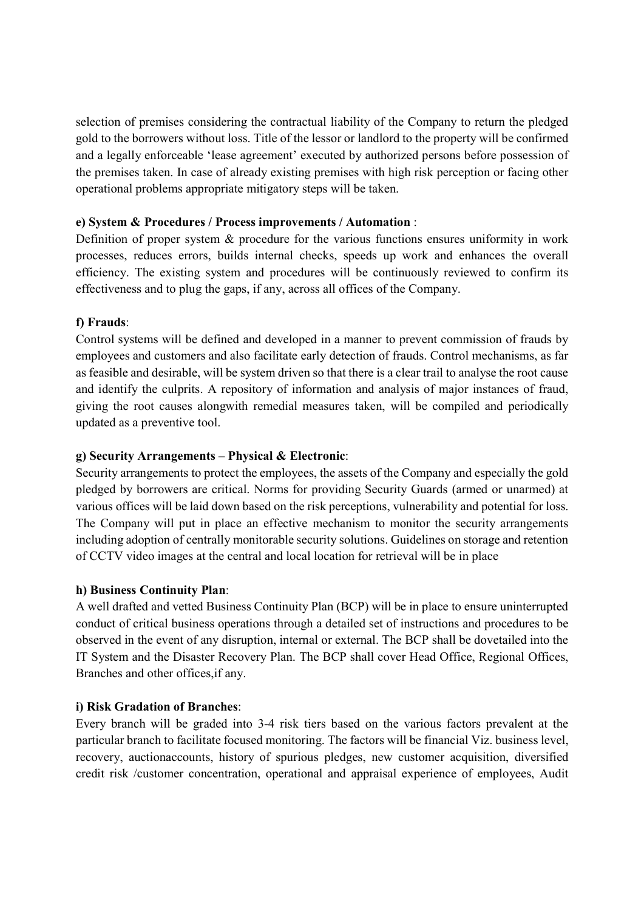selection of premises considering the contractual liability of the Company to return the pledged gold to the borrowers without loss. Title of the lessor or landlord to the property will be confirmed and a legally enforceable 'lease agreement' executed by authorized persons before possession of the premises taken. In case of already existing premises with high risk perception or facing other operational problems appropriate mitigatory steps will be taken.

**e) System & Procedures / Process improvements / Automation** :

Definition of proper system & procedure for the various functions ensures uniformity in work processes, reduces errors, builds internal checks, speeds up work and enhances the overall efficiency. The existing system and procedures will be continuously reviewed to confirm its effectiveness and to plug the gaps, if any, across all offices of the Company.

**f) Frauds**:

Control systems will be defined and developed in a manner to prevent commission of frauds by employees and customers and also facilitate early detection of frauds. Control mechanisms, as far as feasible and desirable, will be system driven so that there is a clear trail to analyse the root cause and identify the culprits. A repository of information and analysis of major instances of fraud, giving the root causes alongwith remedial measures taken, will be compiled and periodically updated as a preventive tool.

**g) Security Arrangements – Physical & Electronic**:

Security arrangements to protect the employees, the assets of the Company and especially the gold pledged by borrowers are critical. Norms for providing Security Guards (armed or unarmed) at various offices will be laid down based on the risk perceptions, vulnerability and potential for loss. The Company will put in place an effective mechanism to monitor the security arrangements including adoption of centrally monitorable security solutions. Guidelines on storage and retention of CCTV video images at the central and local location for retrieval will be in place

**h) Business Continuity Plan**:

A well drafted and vetted Business Continuity Plan (BCP) will be in place to ensure uninterrupted conduct of critical business operations through a detailed set of instructions and procedures to be observed in the event of any disruption, internal or external. The BCP shall be dovetailed into the IT System and the Disaster Recovery Plan. The BCP shall cover Head Office, Regional Offices, Branches and other offices,if any.

**i) Risk Gradation of Branches**:

Every branch will be graded into 3-4 risk tiers based on the various factors prevalent at the particular branch to facilitate focused monitoring. The factors will be financial Viz. business level, recovery, auctionaccounts, history of spurious pledges, new customer acquisition, diversified credit risk /customer concentration, operational and appraisal experience of employees, Audit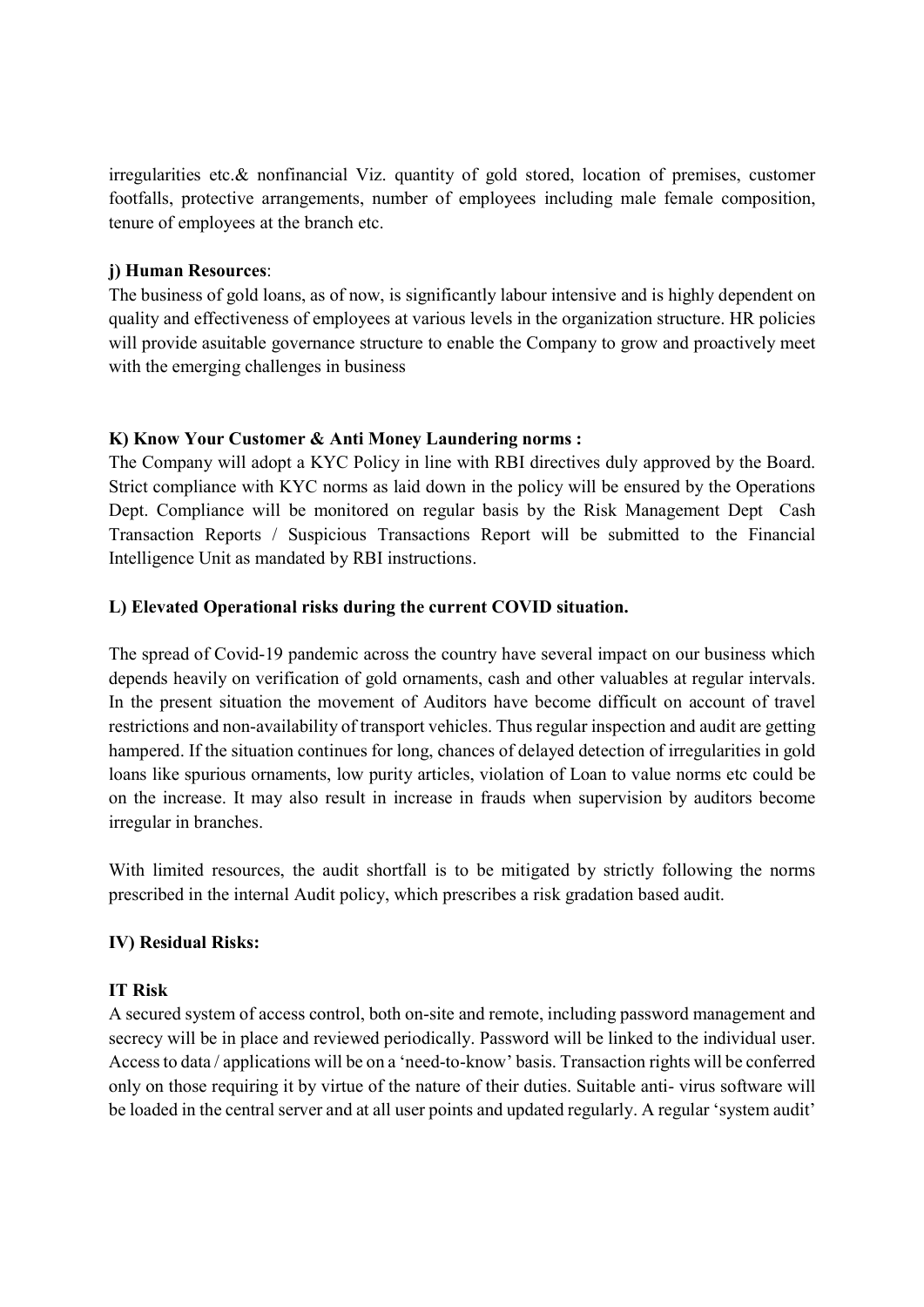irregularities etc.& nonfinancial Viz. quantity of gold stored, location of premises, customer footfalls, protective arrangements, number of employees including male female composition, tenure of employees at the branch etc.

**j) Human Resources**:

The business of gold loans, as of now, is significantly labour intensive and is highly dependent on quality and effectiveness of employees at various levels in the organization structure. HR policies will provide asuitable governance structure to enable the Company to grow and proactively meet with the emerging challenges in business

**K) Know Your Customer & Anti Money Laundering norms :**

The Company will adopt a KYC Policy in line with RBI directives duly approved by the Board. Strict compliance with KYC norms as laid down in the policy will be ensured by the Operations Dept. Compliance will be monitored on regular basis by the Risk Management Dept Cash Transaction Reports / Suspicious Transactions Report will be submitted to the Financial Intelligence Unit as mandated by RBI instructions.

**L) Elevated Operational risks during the current COVID situation.**

The spread of Covid-19 pandemic across the country have several impact on our business which depends heavily on verification of gold ornaments, cash and other valuables at regular intervals. In the present situation the movement of Auditors have become difficult on account of travel restrictions and non-availability of transport vehicles. Thus regular inspection and audit are getting hampered. If the situation continues for long, chances of delayed detection of irregularities in gold loans like spurious ornaments, low purity articles, violation of Loan to value norms etc could be on the increase. It may also result in increase in frauds when supervision by auditors become irregular in branches.

With limited resources, the audit shortfall is to be mitigated by strictly following the norms prescribed in the internal Audit policy, which prescribes a risk gradation based audit.

**IV) Residual Risks:**

**IT Risk**

A secured system of access control, both on-site and remote, including password management and secrecy will be in place and reviewed periodically. Password will be linked to the individual user. Access to data / applications will be on a 'need-to-know' basis. Transaction rights will be conferred only on those requiring it by virtue of the nature of their duties. Suitable anti- virus software will be loaded in the central server and at all user points and updated regularly. A regular 'system audit'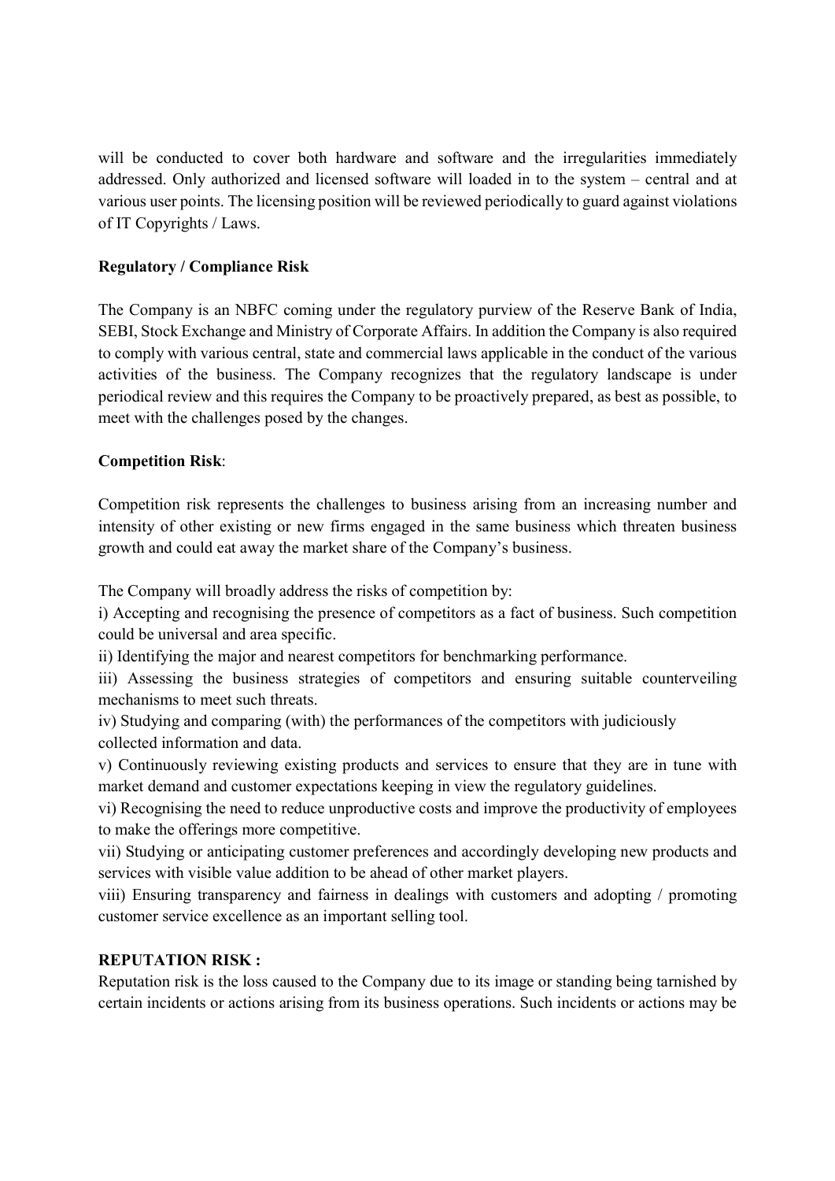will be conducted to cover both hardware and software and the irregularities immediately addressed. Only authorized and licensed software will loaded in to the system – central and at various user points. The licensing position will be reviewed periodically to guard against violations of IT Copyrights / Laws.

**Regulatory / Compliance Risk**

The Company is an NBFC coming under the regulatory purview of the Reserve Bank of India, SEBI, Stock Exchange and Ministry of Corporate Affairs. In addition the Company is also required to comply with various central, state and commercial laws applicable in the conduct of the various activities of the business. The Company recognizes that the regulatory landscape is under periodical review and this requires the Company to be proactively prepared, as best as possible, to meet with the challenges posed by the changes.

**Competition Risk**:

Competition risk represents the challenges to business arising from an increasing number and intensity of other existing or new firms engaged in the same business which threaten business growth and could eat away the market share of the Company's business.

The Company will broadly address the risks of competition by:

i) Accepting and recognising the presence of competitors as a fact of business. Such competition could be universal and area specific.

ii) Identifying the major and nearest competitors for benchmarking performance.

iii) Assessing the business strategies of competitors and ensuring suitable counterveiling mechanisms to meet such threats.

iv) Studying and comparing (with) the performances of the competitors with judiciously collected information and data.

v) Continuously reviewing existing products and services to ensure that they are in tune with market demand and customer expectations keeping in view the regulatory guidelines.

vi) Recognising the need to reduce unproductive costs and improve the productivity of employees to make the offerings more competitive.

vii) Studying or anticipating customer preferences and accordingly developing new products and services with visible value addition to be ahead of other market players.

viii) Ensuring transparency and fairness in dealings with customers and adopting / promoting customer service excellence as an important selling tool.

**REPUTATION RISK :**

Reputation risk is the loss caused to the Company due to its image or standing being tarnished by certain incidents or actions arising from its business operations. Such incidents or actions may be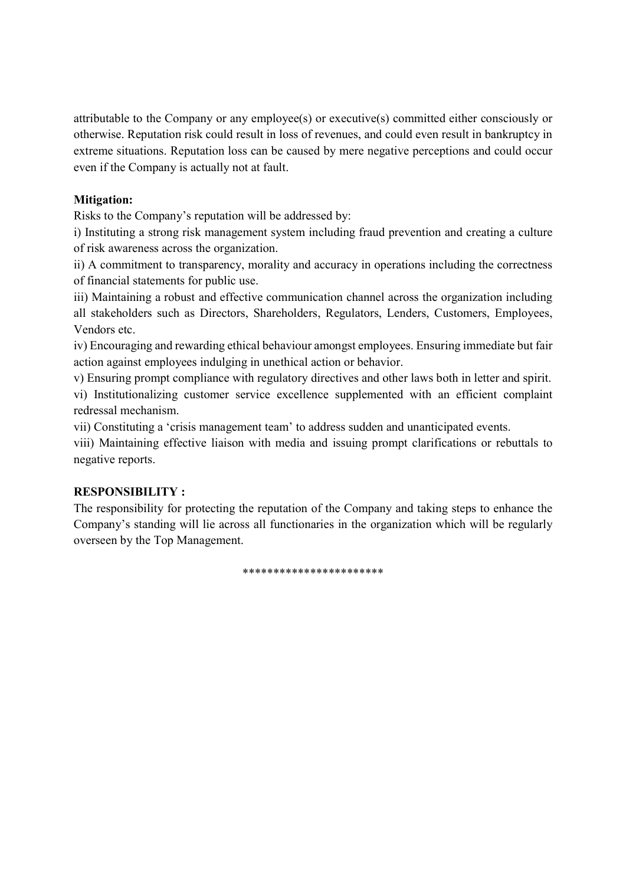attributable to the Company or any employee(s) or executive(s) committed either consciously or otherwise. Reputation risk could result in loss of revenues, and could even result in bankruptcy in extreme situations. Reputation loss can be caused by mere negative perceptions and could occur even if the Company is actually not at fault.

**Mitigation:**

Risks to the Company's reputation will be addressed by:

i) Instituting a strong risk management system including fraud prevention and creating a culture of risk awareness across the organization.

ii) A commitment to transparency, morality and accuracy in operations including the correctness of financial statements for public use.

iii) Maintaining a robust and effective communication channel across the organization including all stakeholders such as Directors, Shareholders, Regulators, Lenders, Customers, Employees, Vendors etc.

iv) Encouraging and rewarding ethical behaviour amongst employees. Ensuring immediate but fair action against employees indulging in unethical action or behavior.

v) Ensuring prompt compliance with regulatory directives and other laws both in letter and spirit.

vi) Institutionalizing customer service excellence supplemented with an efficient complaint redressal mechanism.

vii) Constituting a 'crisis management team' to address sudden and unanticipated events.

viii) Maintaining effective liaison with media and issuing prompt clarifications or rebuttals to negative reports.

**RESPONSIBILITY :**

The responsibility for protecting the reputation of the Company and taking steps to enhance the Company's standing will lie across all functionaries in the organization which will be regularly overseen by the Top Management.

**********************